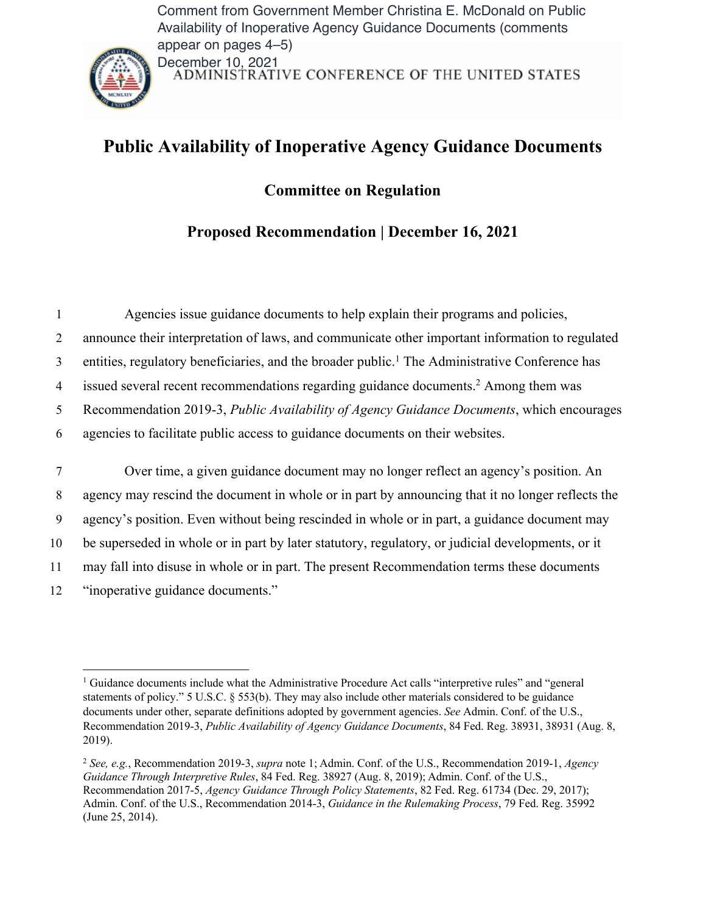Comment from Government Member Christina E. McDonald on Public Availability of Inoperative Agency Guidance Documents (comments appear on pages 4–5)
December 10, 2021

ADMINISTRATIVE CONFERENCE OF THE UNITED STATES

# Public Availability of Inoperative Agency Guidance Documents

## Committee on Regulation

## Proposed Recommendation | December 16, 2021

Agencies issue guidance documents to help explain their programs and policies, announce their interpretation of laws, and communicate other important information to regulated entities, regulatory beneficiaries, and the broader public.[1] The Administrative Conference has issued several recent recommendations regarding guidance documents.[2] Among them was Recommendation 2019-3, *Public Availability of Agency Guidance Documents*, which encourages agencies to facilitate public access to guidance documents on their websites.

Over time, a given guidance document may no longer reflect an agency's position. An agency may rescind the document in whole or in part by announcing that it no longer reflects the agency's position. Even without being rescinded in whole or in part, a guidance document may be superseded in whole or in part by later statutory, regulatory, or judicial developments, or it may fall into disuse in whole or in part. The present Recommendation terms these documents "inoperative guidance documents."

---

[1] Guidance documents include what the Administrative Procedure Act calls "interpretive rules" and "general statements of policy." 5 U.S.C. § 553(b). They may also include other materials considered to be guidance documents under other, separate definitions adopted by government agencies. *See* Admin. Conf. of the U.S., Recommendation 2019-3, *Public Availability of Agency Guidance Documents*, 84 Fed. Reg. 38931, 38931 (Aug. 8, 2019).

[2] *See, e.g.*, Recommendation 2019-3, *supra* note 1; Admin. Conf. of the U.S., Recommendation 2019-1, *Agency Guidance Through Interpretive Rules*, 84 Fed. Reg. 38927 (Aug. 8, 2019); Admin. Conf. of the U.S., Recommendation 2017-5, *Agency Guidance Through Policy Statements*, 82 Fed. Reg. 61734 (Dec. 29, 2017); Admin. Conf. of the U.S., Recommendation 2014-3, *Guidance in the Rulemaking Process*, 79 Fed. Reg. 35992 (June 25, 2014).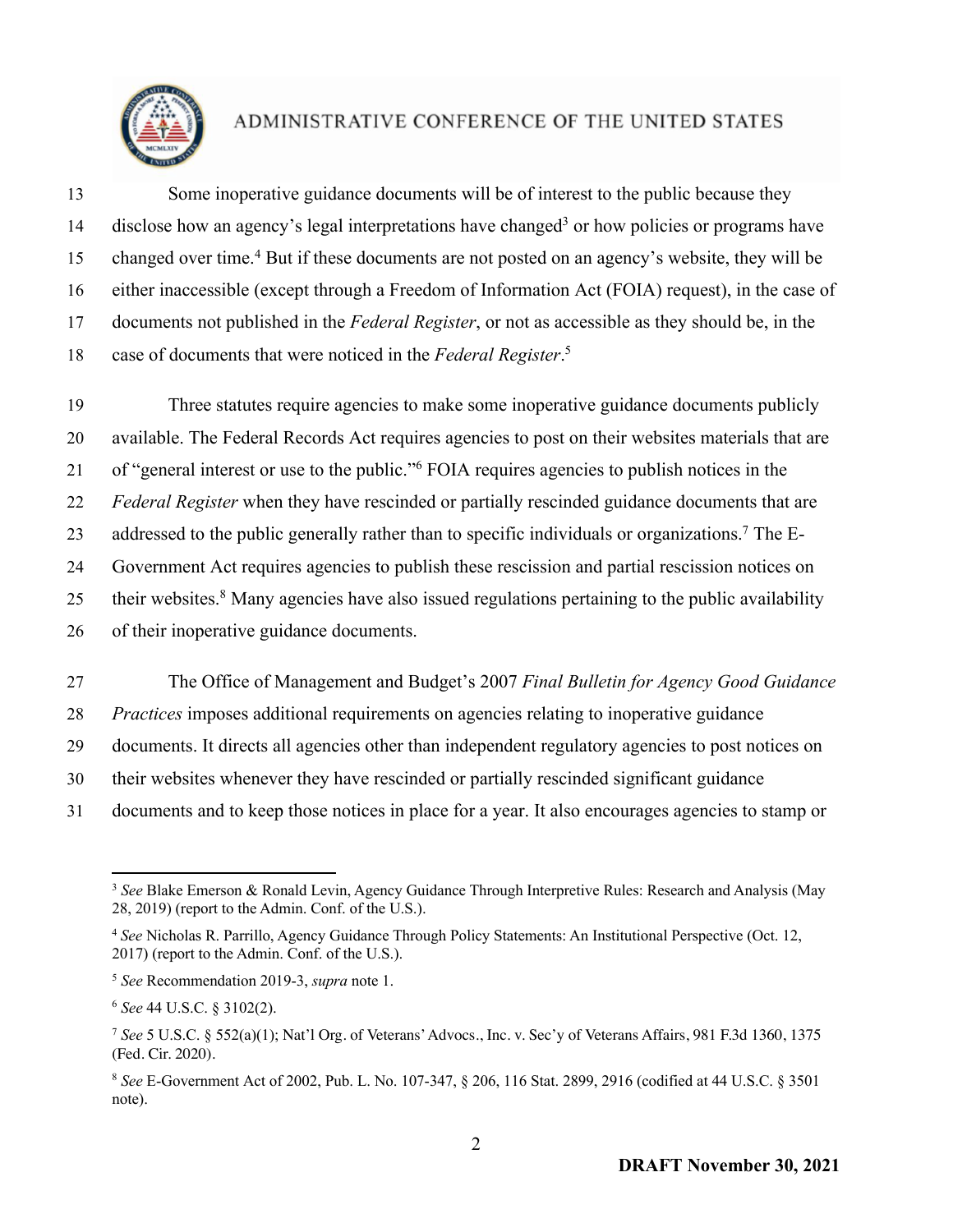Some inoperative guidance documents will be of interest to the public because they disclose how an agency's legal interpretations have changed[3] or how policies or programs have changed over time.[4] But if these documents are not posted on an agency's website, they will be either inaccessible (except through a Freedom of Information Act (FOIA) request), in the case of documents not published in the *Federal Register*, or not as accessible as they should be, in the case of documents that were noticed in the *Federal Register*.[5]

Three statutes require agencies to make some inoperative guidance documents publicly available. The Federal Records Act requires agencies to post on their websites materials that are of "general interest or use to the public."[6] FOIA requires agencies to publish notices in the *Federal Register* when they have rescinded or partially rescinded guidance documents that are addressed to the public generally rather than to specific individuals or organizations.[7] The E-Government Act requires agencies to publish these rescission and partial rescission notices on their websites.[8] Many agencies have also issued regulations pertaining to the public availability of their inoperative guidance documents.

The Office of Management and Budget's 2007 *Final Bulletin for Agency Good Guidance Practices* imposes additional requirements on agencies relating to inoperative guidance documents. It directs all agencies other than independent regulatory agencies to post notices on their websites whenever they have rescinded or partially rescinded significant guidance documents and to keep those notices in place for a year. It also encourages agencies to stamp or

---

[3] *See* Blake Emerson & Ronald Levin, Agency Guidance Through Interpretive Rules: Research and Analysis (May 28, 2019) (report to the Admin. Conf. of the U.S.).

[4] *See* Nicholas R. Parrillo, Agency Guidance Through Policy Statements: An Institutional Perspective (Oct. 12, 2017) (report to the Admin. Conf. of the U.S.).

[5] *See* Recommendation 2019-3, *supra* note 1.

[6] *See* 44 U.S.C. § 3102(2).

[7] *See* 5 U.S.C. § 552(a)(1); Nat'l Org. of Veterans' Advocs., Inc. v. Sec'y of Veterans Affairs, 981 F.3d 1360, 1375 (Fed. Cir. 2020).

[8] *See* E-Government Act of 2002, Pub. L. No. 107-347, § 206, 116 Stat. 2899, 2916 (codified at 44 U.S.C. § 3501 note).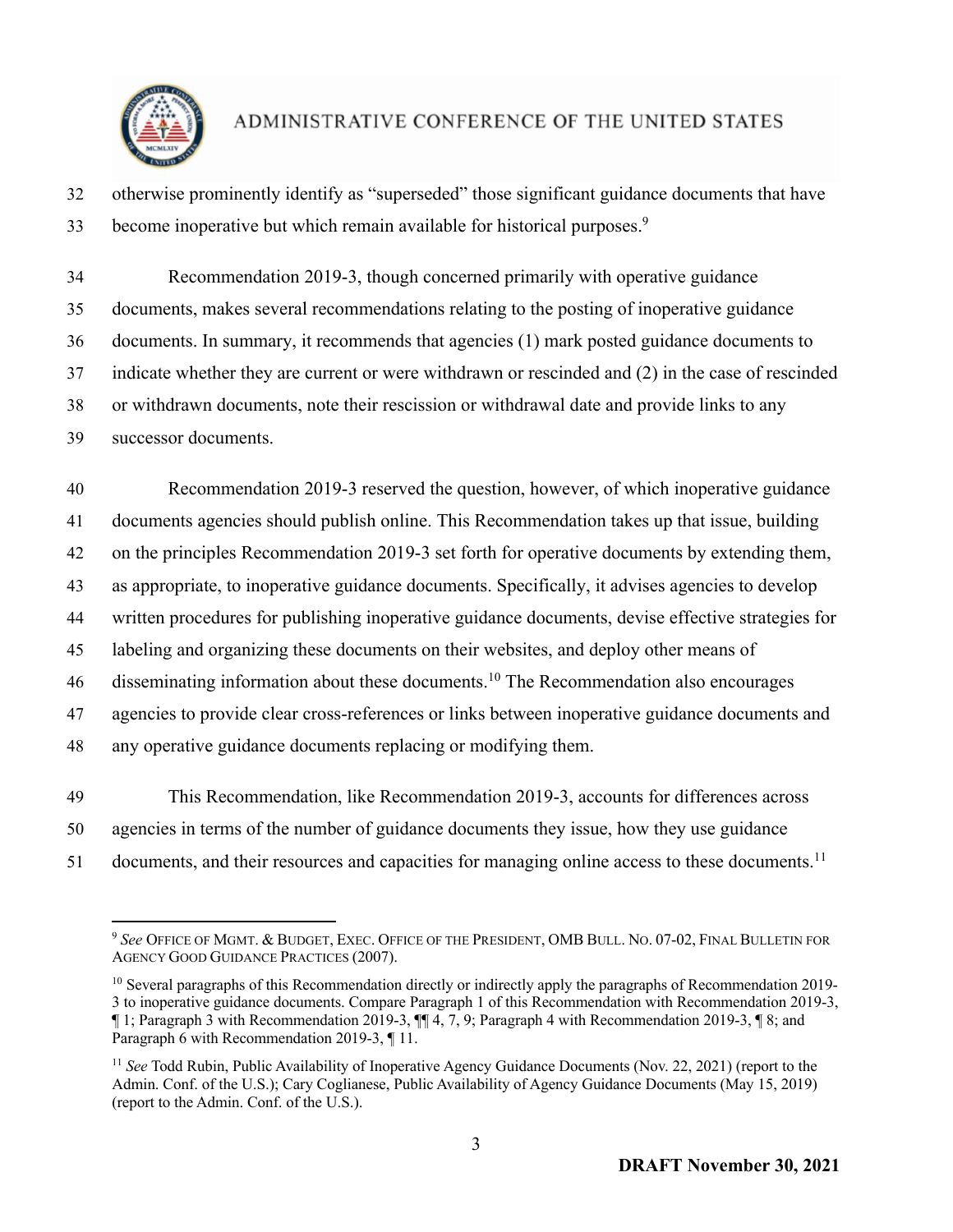otherwise prominently identify as "superseded" those significant guidance documents that have become inoperative but which remain available for historical purposes.[9]

Recommendation 2019-3, though concerned primarily with operative guidance documents, makes several recommendations relating to the posting of inoperative guidance documents. In summary, it recommends that agencies (1) mark posted guidance documents to indicate whether they are current or were withdrawn or rescinded and (2) in the case of rescinded or withdrawn documents, note their rescission or withdrawal date and provide links to any successor documents.

Recommendation 2019-3 reserved the question, however, of which inoperative guidance documents agencies should publish online. This Recommendation takes up that issue, building on the principles Recommendation 2019-3 set forth for operative documents by extending them, as appropriate, to inoperative guidance documents. Specifically, it advises agencies to develop written procedures for publishing inoperative guidance documents, devise effective strategies for labeling and organizing these documents on their websites, and deploy other means of disseminating information about these documents.[10] The Recommendation also encourages agencies to provide clear cross-references or links between inoperative guidance documents and any operative guidance documents replacing or modifying them.

This Recommendation, like Recommendation 2019-3, accounts for differences across agencies in terms of the number of guidance documents they issue, how they use guidance documents, and their resources and capacities for managing online access to these documents.[11]

---

[9] *See* Office of Mgmt. & Budget, Exec. Office of the President, OMB Bull. No. 07-02, Final Bulletin for Agency Good Guidance Practices (2007).

[10] Several paragraphs of this Recommendation directly or indirectly apply the paragraphs of Recommendation 2019-3 to inoperative guidance documents. Compare Paragraph 1 of this Recommendation with Recommendation 2019-3, ¶ 1; Paragraph 3 with Recommendation 2019-3, ¶¶ 4, 7, 9; Paragraph 4 with Recommendation 2019-3, ¶ 8; and Paragraph 6 with Recommendation 2019-3, ¶ 11.

[11] *See* Todd Rubin, Public Availability of Inoperative Agency Guidance Documents (Nov. 22, 2021) (report to the Admin. Conf. of the U.S.); Cary Coglianese, Public Availability of Agency Guidance Documents (May 15, 2019) (report to the Admin. Conf. of the U.S.).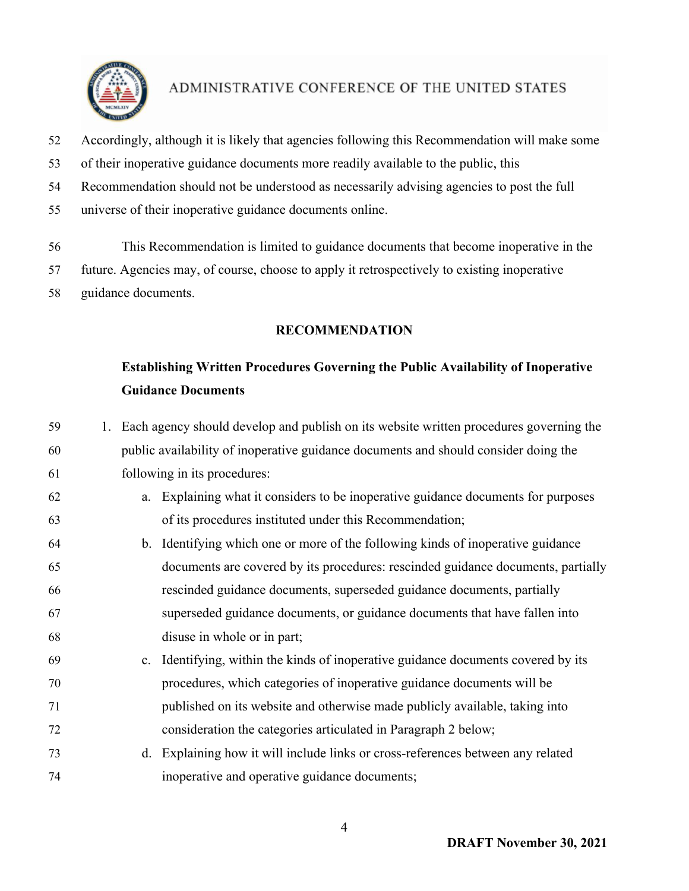Accordingly, although it is likely that agencies following this Recommendation will make some of their inoperative guidance documents more readily available to the public, this Recommendation should not be understood as necessarily advising agencies to post the full universe of their inoperative guidance documents online.

This Recommendation is limited to guidance documents that become inoperative in the future. Agencies may, of course, choose to apply it retrospectively to existing inoperative guidance documents.

## RECOMMENDATION

### Establishing Written Procedures Governing the Public Availability of Inoperative Guidance Documents

1. Each agency should develop and publish on its website written procedures governing the public availability of inoperative guidance documents and should consider doing the following in its procedures:
   a. Explaining what it considers to be inoperative guidance documents for purposes of its procedures instituted under this Recommendation;
   b. Identifying which one or more of the following kinds of inoperative guidance documents are covered by its procedures: rescinded guidance documents, partially rescinded guidance documents, superseded guidance documents, partially superseded guidance documents, or guidance documents that have fallen into disuse in whole or in part;
   c. Identifying, within the kinds of inoperative guidance documents covered by its procedures, which categories of inoperative guidance documents will be published on its website and otherwise made publicly available, taking into consideration the categories articulated in Paragraph 2 below;
   d. Explaining how it will include links or cross-references between any related inoperative and operative guidance documents;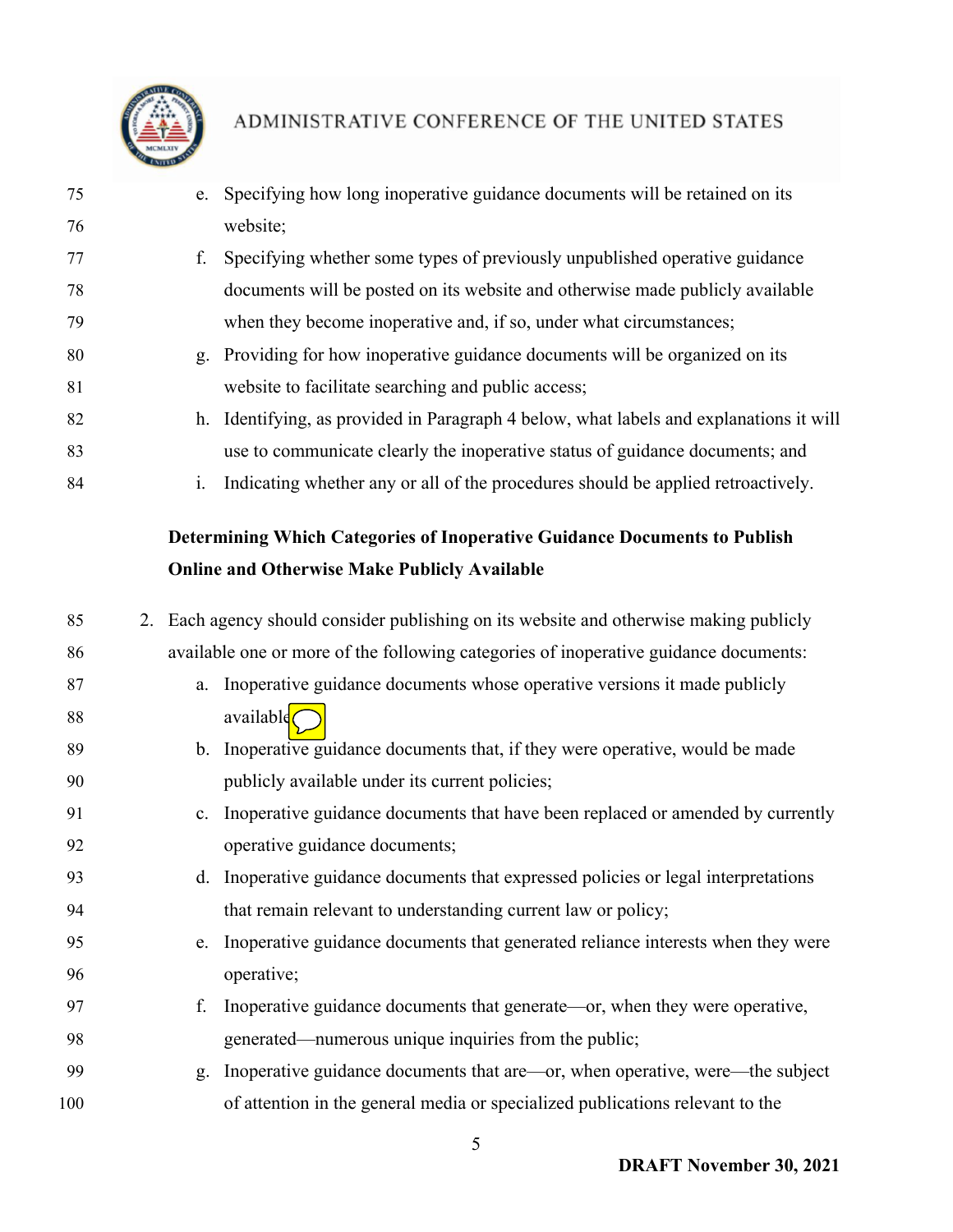e. Specifying how long inoperative guidance documents will be retained on its website;

f. Specifying whether some types of previously unpublished operative guidance documents will be posted on its website and otherwise made publicly available when they become inoperative and, if so, under what circumstances;

g. Providing for how inoperative guidance documents will be organized on its website to facilitate searching and public access;

h. Identifying, as provided in Paragraph 4 below, what labels and explanations it will use to communicate clearly the inoperative status of guidance documents; and

i. Indicating whether any or all of the procedures should be applied retroactively.

**Determining Which Categories of Inoperative Guidance Documents to Publish Online and Otherwise Make Publicly Available**

2. Each agency should consider publishing on its website and otherwise making publicly available one or more of the following categories of inoperative guidance documents:

   a. Inoperative guidance documents whose operative versions it made publicly available;

   b. Inoperative guidance documents that, if they were operative, would be made publicly available under its current policies;

   c. Inoperative guidance documents that have been replaced or amended by currently operative guidance documents;

   d. Inoperative guidance documents that expressed policies or legal interpretations that remain relevant to understanding current law or policy;

   e. Inoperative guidance documents that generated reliance interests when they were operative;

   f. Inoperative guidance documents that generate—or, when they were operative, generated—numerous unique inquiries from the public;

   g. Inoperative guidance documents that are—or, when operative, were—the subject of attention in the general media or specialized publications relevant to the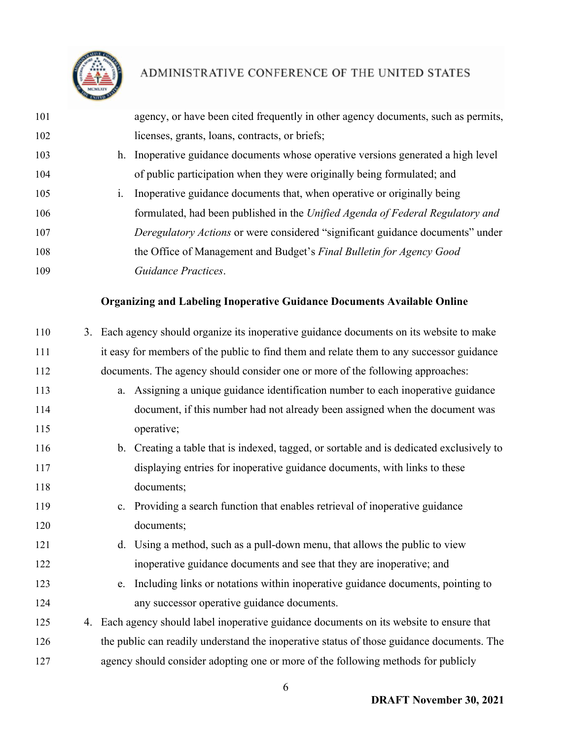agency, or have been cited frequently in other agency documents, such as permits, licenses, grants, loans, contracts, or briefs;

h. Inoperative guidance documents whose operative versions generated a high level of public participation when they were originally being formulated; and

i. Inoperative guidance documents that, when operative or originally being formulated, had been published in the *Unified Agenda of Federal Regulatory and Deregulatory Actions* or were considered "significant guidance documents" under the Office of Management and Budget's *Final Bulletin for Agency Good Guidance Practices*.

**Organizing and Labeling Inoperative Guidance Documents Available Online**

3. Each agency should organize its inoperative guidance documents on its website to make it easy for members of the public to find them and relate them to any successor guidance documents. The agency should consider one or more of the following approaches:
   a. Assigning a unique guidance identification number to each inoperative guidance document, if this number had not already been assigned when the document was operative;
   b. Creating a table that is indexed, tagged, or sortable and is dedicated exclusively to displaying entries for inoperative guidance documents, with links to these documents;
   c. Providing a search function that enables retrieval of inoperative guidance documents;
   d. Using a method, such as a pull-down menu, that allows the public to view inoperative guidance documents and see that they are inoperative; and
   e. Including links or notations within inoperative guidance documents, pointing to any successor operative guidance documents.
4. Each agency should label inoperative guidance documents on its website to ensure that the public can readily understand the inoperative status of those guidance documents. The agency should consider adopting one or more of the following methods for publicly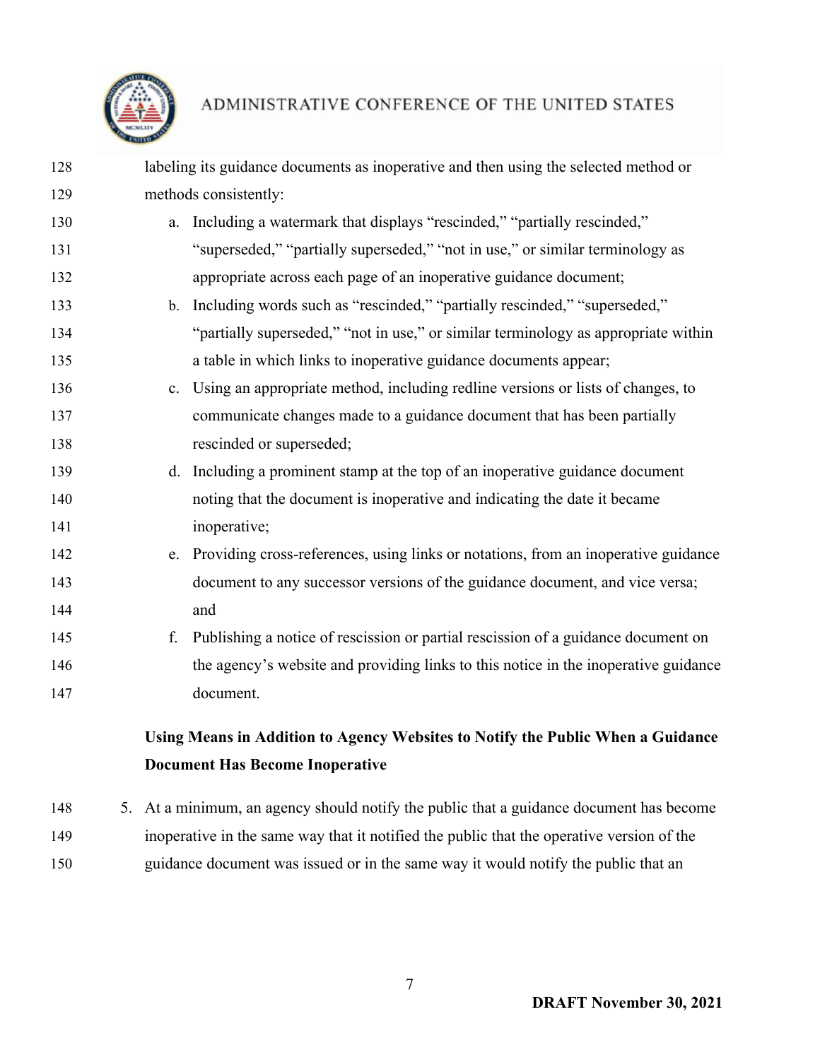labeling its guidance documents as inoperative and then using the selected method or methods consistently:

a. Including a watermark that displays "rescinded," "partially rescinded," "superseded," "partially superseded," "not in use," or similar terminology as appropriate across each page of an inoperative guidance document;

b. Including words such as "rescinded," "partially rescinded," "superseded," "partially superseded," "not in use," or similar terminology as appropriate within a table in which links to inoperative guidance documents appear;

c. Using an appropriate method, including redline versions or lists of changes, to communicate changes made to a guidance document that has been partially rescinded or superseded;

d. Including a prominent stamp at the top of an inoperative guidance document noting that the document is inoperative and indicating the date it became inoperative;

e. Providing cross-references, using links or notations, from an inoperative guidance document to any successor versions of the guidance document, and vice versa; and

f. Publishing a notice of rescission or partial rescission of a guidance document on the agency's website and providing links to this notice in the inoperative guidance document.

**Using Means in Addition to Agency Websites to Notify the Public When a Guidance Document Has Become Inoperative**

5. At a minimum, an agency should notify the public that a guidance document has become inoperative in the same way that it notified the public that the operative version of the guidance document was issued or in the same way it would notify the public that an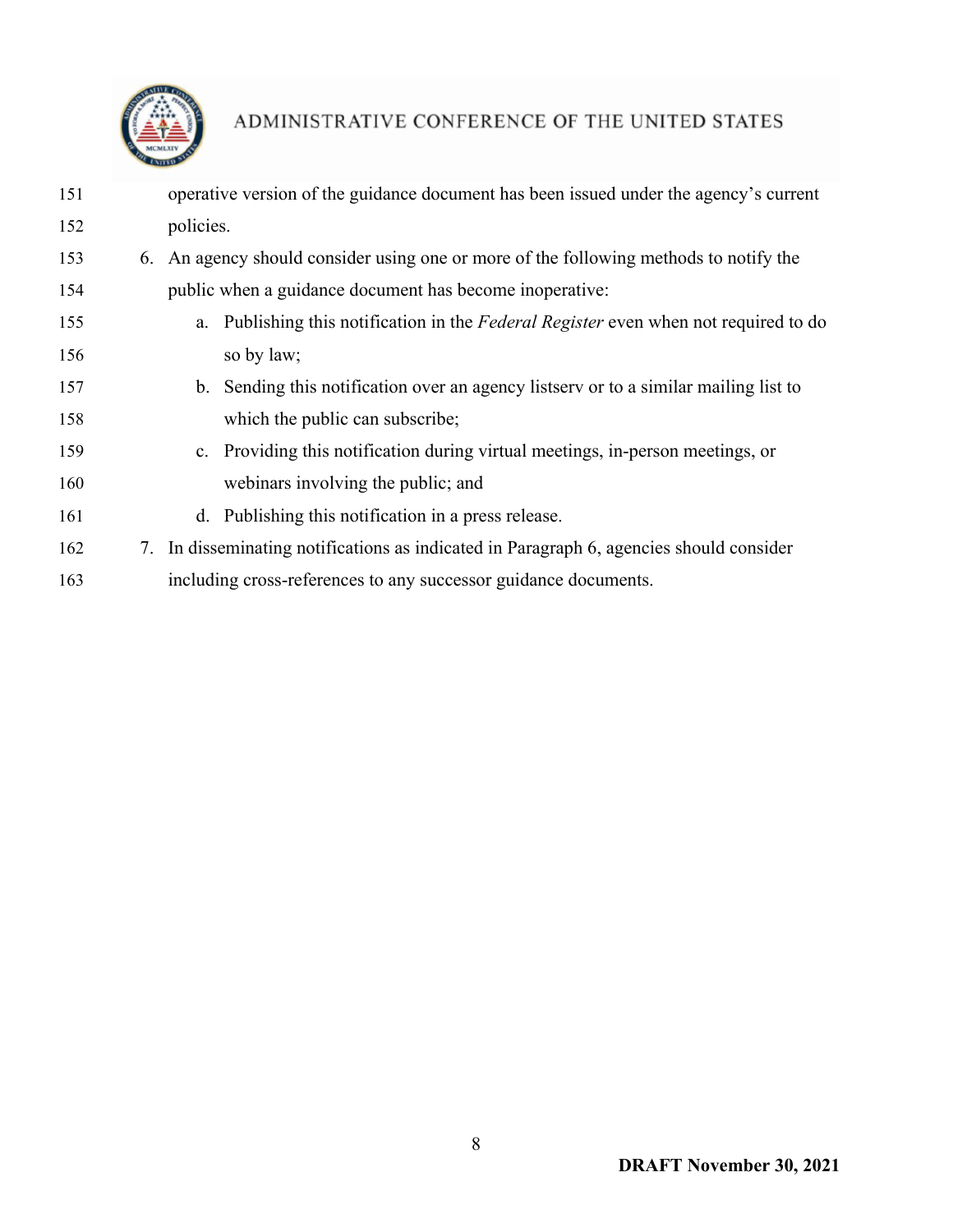operative version of the guidance document has been issued under the agency's current policies.

6. An agency should consider using one or more of the following methods to notify the public when a guidance document has become inoperative:
   a. Publishing this notification in the *Federal Register* even when not required to do so by law;
   b. Sending this notification over an agency listserv or to a similar mailing list to which the public can subscribe;
   c. Providing this notification during virtual meetings, in-person meetings, or webinars involving the public; and
   d. Publishing this notification in a press release.
7. In disseminating notifications as indicated in Paragraph 6, agencies should consider including cross-references to any successor guidance documents.